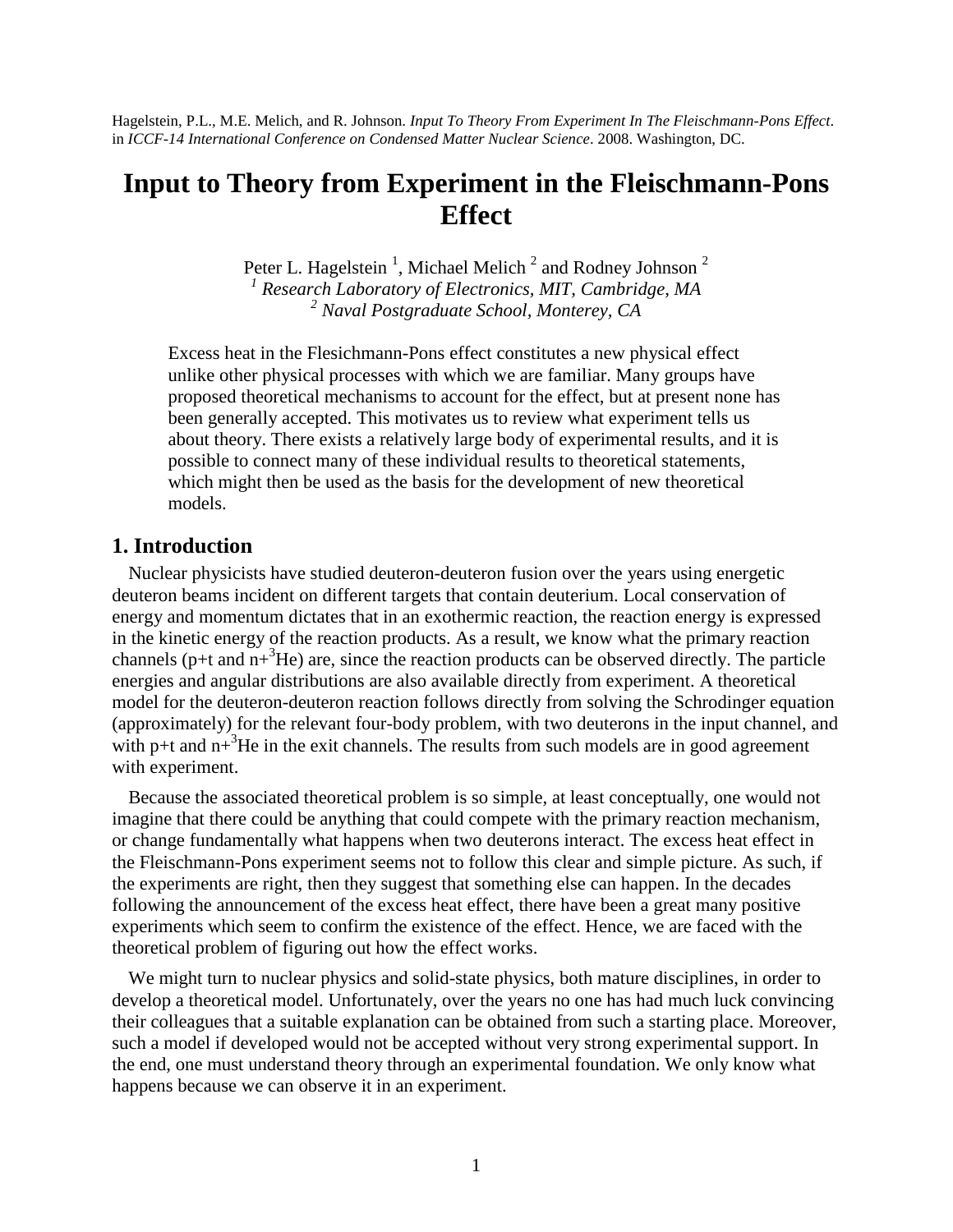Hagelstein, P.L., M.E. Melich, and R. Johnson. *Input To Theory From Experiment In The Fleischmann-Pons Effect*. in *ICCF-14 International Conference on Condensed Matter Nuclear Science*. 2008. Washington, DC.

# Input to Theory from Experiment in the Fleischmann-Pons Effect

Peter L. Hagelstein [1], Michael Melich [2] and Rodney Johnson [2]

[1] *Research Laboratory of Electronics, MIT, Cambridge, MA*

[2] *Naval Postgraduate School, Monterey, CA*

Excess heat in the Flesichmann-Pons effect constitutes a new physical effect unlike other physical processes with which we are familiar. Many groups have proposed theoretical mechanisms to account for the effect, but at present none has been generally accepted. This motivates us to review what experiment tells us about theory. There exists a relatively large body of experimental results, and it is possible to connect many of these individual results to theoretical statements, which might then be used as the basis for the development of new theoretical models.

## 1. Introduction

Nuclear physicists have studied deuteron-deuteron fusion over the years using energetic deuteron beams incident on different targets that contain deuterium. Local conservation of energy and momentum dictates that in an exothermic reaction, the reaction energy is expressed in the kinetic energy of the reaction products. As a result, we know what the primary reaction channels (p+t and n+$^3$He) are, since the reaction products can be observed directly. The particle energies and angular distributions are also available directly from experiment. A theoretical model for the deuteron-deuteron reaction follows directly from solving the Schrodinger equation (approximately) for the relevant four-body problem, with two deuterons in the input channel, and with p+t and n+$^3$He in the exit channels. The results from such models are in good agreement with experiment.

Because the associated theoretical problem is so simple, at least conceptually, one would not imagine that there could be anything that could compete with the primary reaction mechanism, or change fundamentally what happens when two deuterons interact. The excess heat effect in the Fleischmann-Pons experiment seems not to follow this clear and simple picture. As such, if the experiments are right, then they suggest that something else can happen. In the decades following the announcement of the excess heat effect, there have been a great many positive experiments which seem to confirm the existence of the effect. Hence, we are faced with the theoretical problem of figuring out how the effect works.

We might turn to nuclear physics and solid-state physics, both mature disciplines, in order to develop a theoretical model. Unfortunately, over the years no one has had much luck convincing their colleagues that a suitable explanation can be obtained from such a starting place. Moreover, such a model if developed would not be accepted without very strong experimental support. In the end, one must understand theory through an experimental foundation. We only know what happens because we can observe it in an experiment.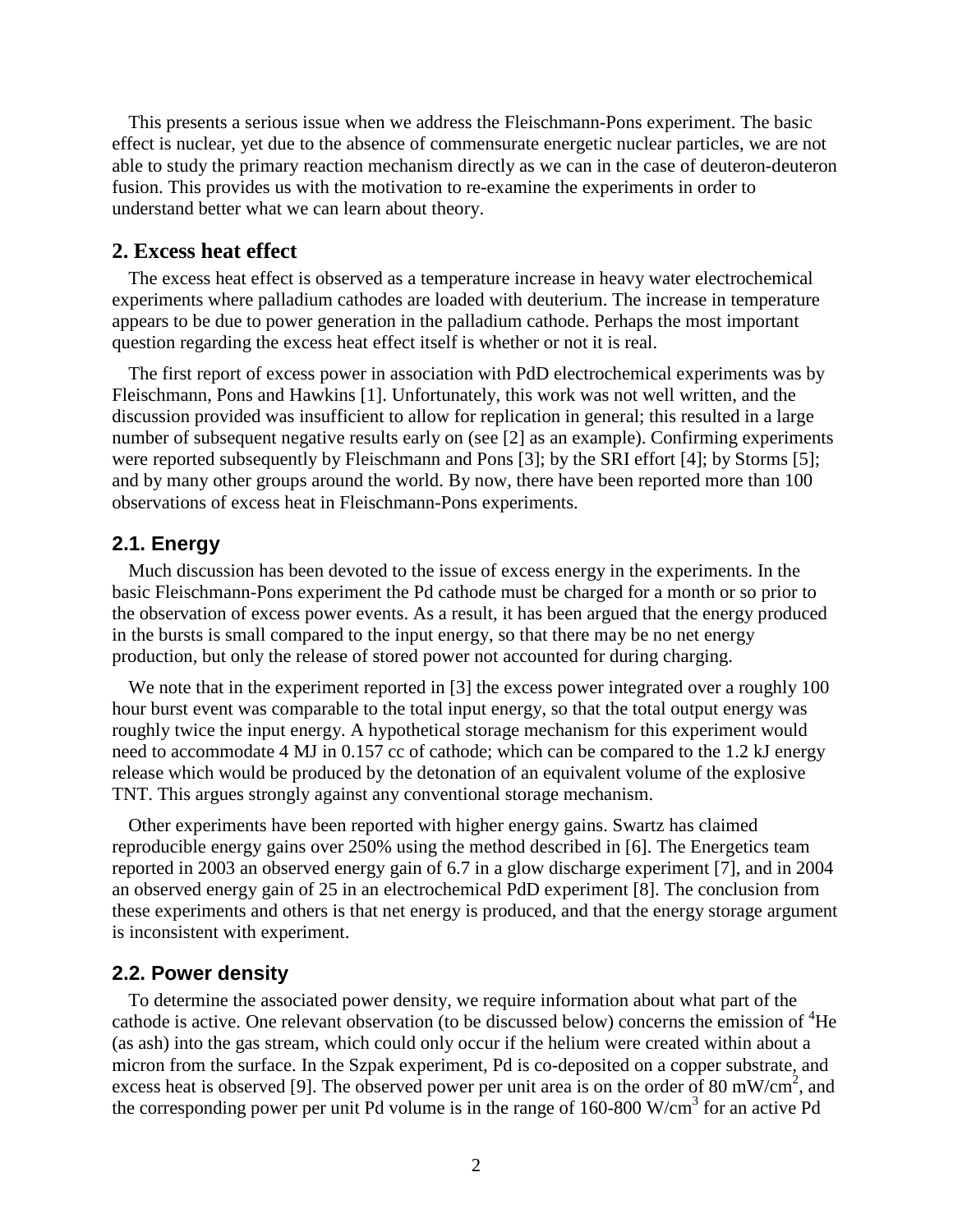This presents a serious issue when we address the Fleischmann-Pons experiment. The basic effect is nuclear, yet due to the absence of commensurate energetic nuclear particles, we are not able to study the primary reaction mechanism directly as we can in the case of deuteron-deuteron fusion. This provides us with the motivation to re-examine the experiments in order to understand better what we can learn about theory.

## 2. Excess heat effect

The excess heat effect is observed as a temperature increase in heavy water electrochemical experiments where palladium cathodes are loaded with deuterium. The increase in temperature appears to be due to power generation in the palladium cathode. Perhaps the most important question regarding the excess heat effect itself is whether or not it is real.

The first report of excess power in association with PdD electrochemical experiments was by Fleischmann, Pons and Hawkins [1]. Unfortunately, this work was not well written, and the discussion provided was insufficient to allow for replication in general; this resulted in a large number of subsequent negative results early on (see [2] as an example). Confirming experiments were reported subsequently by Fleischmann and Pons [3]; by the SRI effort [4]; by Storms [5]; and by many other groups around the world. By now, there have been reported more than 100 observations of excess heat in Fleischmann-Pons experiments.

### 2.1. Energy

Much discussion has been devoted to the issue of excess energy in the experiments. In the basic Fleischmann-Pons experiment the Pd cathode must be charged for a month or so prior to the observation of excess power events. As a result, it has been argued that the energy produced in the bursts is small compared to the input energy, so that there may be no net energy production, but only the release of stored power not accounted for during charging.

We note that in the experiment reported in [3] the excess power integrated over a roughly 100 hour burst event was comparable to the total input energy, so that the total output energy was roughly twice the input energy. A hypothetical storage mechanism for this experiment would need to accommodate 4 MJ in 0.157 cc of cathode; which can be compared to the 1.2 kJ energy release which would be produced by the detonation of an equivalent volume of the explosive TNT. This argues strongly against any conventional storage mechanism.

Other experiments have been reported with higher energy gains. Swartz has claimed reproducible energy gains over 250% using the method described in [6]. The Energetics team reported in 2003 an observed energy gain of 6.7 in a glow discharge experiment [7], and in 2004 an observed energy gain of 25 in an electrochemical PdD experiment [8]. The conclusion from these experiments and others is that net energy is produced, and that the energy storage argument is inconsistent with experiment.

### 2.2. Power density

To determine the associated power density, we require information about what part of the cathode is active. One relevant observation (to be discussed below) concerns the emission of $^4$He (as ash) into the gas stream, which could only occur if the helium were created within about a micron from the surface. In the Szpak experiment, Pd is co-deposited on a copper substrate, and excess heat is observed [9]. The observed power per unit area is on the order of 80 mW/cm$^2$, and the corresponding power per unit Pd volume is in the range of 160-800 W/cm$^3$ for an active Pd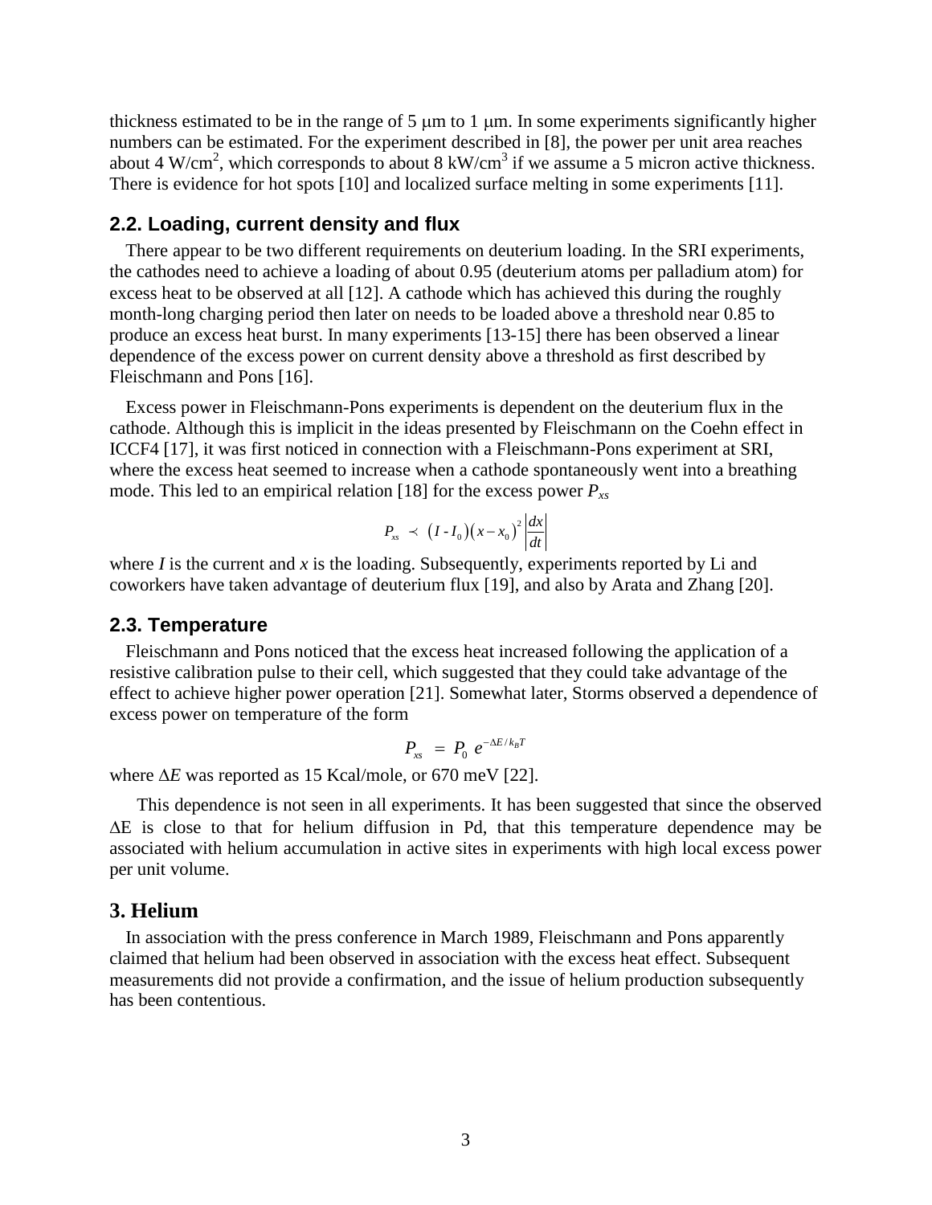thickness estimated to be in the range of 5 μm to 1 μm. In some experiments significantly higher numbers can be estimated. For the experiment described in [8], the power per unit area reaches about 4 W/cm$^2$, which corresponds to about 8 kW/cm$^3$ if we assume a 5 micron active thickness. There is evidence for hot spots [10] and localized surface melting in some experiments [11].

### 2.2. Loading, current density and flux

There appear to be two different requirements on deuterium loading. In the SRI experiments, the cathodes need to achieve a loading of about 0.95 (deuterium atoms per palladium atom) for excess heat to be observed at all [12]. A cathode which has achieved this during the roughly month-long charging period then later on needs to be loaded above a threshold near 0.85 to produce an excess heat burst. In many experiments [13-15] there has been observed a linear dependence of the excess power on current density above a threshold as first described by Fleischmann and Pons [16].

Excess power in Fleischmann-Pons experiments is dependent on the deuterium flux in the cathode. Although this is implicit in the ideas presented by Fleischmann on the Coehn effect in ICCF4 [17], it was first noticed in connection with a Fleischmann-Pons experiment at SRI, where the excess heat seemed to increase when a cathode spontaneously went into a breathing mode. This led to an empirical relation [18] for the excess power $P_{xs}$

$$P_{xs} \prec \left(I - I_0\right)\left(x - x_0\right)^2 \left|\frac{dx}{dt}\right|$$

where $I$ is the current and $x$ is the loading. Subsequently, experiments reported by Li and coworkers have taken advantage of deuterium flux [19], and also by Arata and Zhang [20].

### 2.3. Temperature

Fleischmann and Pons noticed that the excess heat increased following the application of a resistive calibration pulse to their cell, which suggested that they could take advantage of the effect to achieve higher power operation [21]. Somewhat later, Storms observed a dependence of excess power on temperature of the form

$$P_{xs} = P_0 \, e^{-\Delta E / k_B T}$$

where $\Delta E$ was reported as 15 Kcal/mole, or 670 meV [22].

This dependence is not seen in all experiments. It has been suggested that since the observed $\Delta$E is close to that for helium diffusion in Pd, that this temperature dependence may be associated with helium accumulation in active sites in experiments with high local excess power per unit volume.

## 3. Helium

In association with the press conference in March 1989, Fleischmann and Pons apparently claimed that helium had been observed in association with the excess heat effect. Subsequent measurements did not provide a confirmation, and the issue of helium production subsequently has been contentious.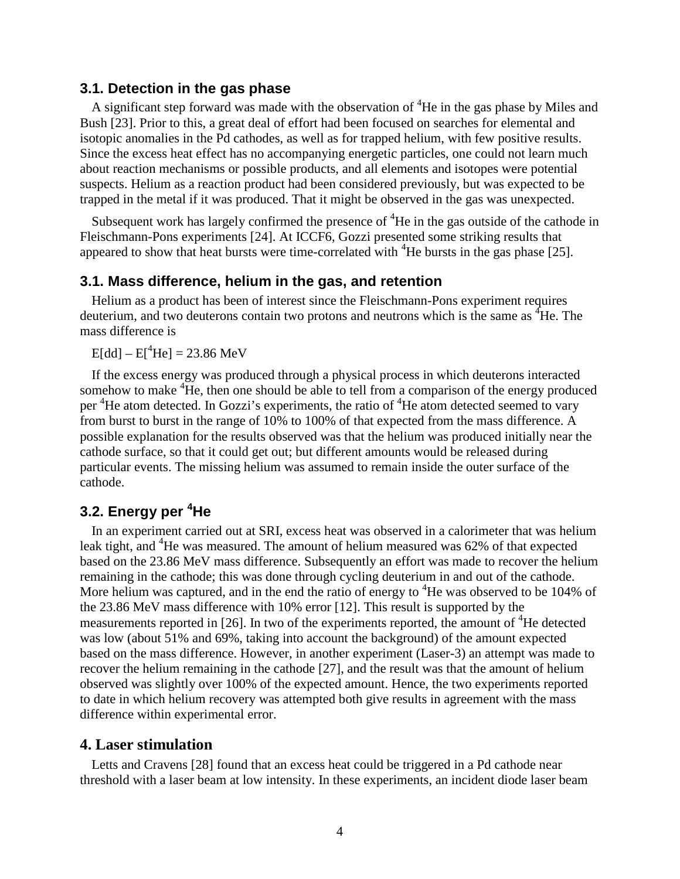### 3.1. Detection in the gas phase

A significant step forward was made with the observation of $^4$He in the gas phase by Miles and Bush [23]. Prior to this, a great deal of effort had been focused on searches for elemental and isotopic anomalies in the Pd cathodes, as well as for trapped helium, with few positive results. Since the excess heat effect has no accompanying energetic particles, one could not learn much about reaction mechanisms or possible products, and all elements and isotopes were potential suspects. Helium as a reaction product had been considered previously, but was expected to be trapped in the metal if it was produced. That it might be observed in the gas was unexpected.

Subsequent work has largely confirmed the presence of $^4$He in the gas outside of the cathode in Fleischmann-Pons experiments [24]. At ICCF6, Gozzi presented some striking results that appeared to show that heat bursts were time-correlated with $^4$He bursts in the gas phase [25].

### 3.1. Mass difference, helium in the gas, and retention

Helium as a product has been of interest since the Fleischmann-Pons experiment requires deuterium, and two deuterons contain two protons and neutrons which is the same as $^4$He. The mass difference is

$$E[dd] - E[^4He] = 23.86 \text{ MeV}$$

If the excess energy was produced through a physical process in which deuterons interacted somehow to make $^4$He, then one should be able to tell from a comparison of the energy produced per $^4$He atom detected. In Gozzi's experiments, the ratio of $^4$He atom detected seemed to vary from burst to burst in the range of 10% to 100% of that expected from the mass difference. A possible explanation for the results observed was that the helium was produced initially near the cathode surface, so that it could get out; but different amounts would be released during particular events. The missing helium was assumed to remain inside the outer surface of the cathode.

### 3.2. Energy per $^4$He

In an experiment carried out at SRI, excess heat was observed in a calorimeter that was helium leak tight, and $^4$He was measured. The amount of helium measured was 62% of that expected based on the 23.86 MeV mass difference. Subsequently an effort was made to recover the helium remaining in the cathode; this was done through cycling deuterium in and out of the cathode. More helium was captured, and in the end the ratio of energy to $^4$He was observed to be 104% of the 23.86 MeV mass difference with 10% error [12]. This result is supported by the measurements reported in [26]. In two of the experiments reported, the amount of $^4$He detected was low (about 51% and 69%, taking into account the background) of the amount expected based on the mass difference. However, in another experiment (Laser-3) an attempt was made to recover the helium remaining in the cathode [27], and the result was that the amount of helium observed was slightly over 100% of the expected amount. Hence, the two experiments reported to date in which helium recovery was attempted both give results in agreement with the mass difference within experimental error.

## 4. Laser stimulation

Letts and Cravens [28] found that an excess heat could be triggered in a Pd cathode near threshold with a laser beam at low intensity. In these experiments, an incident diode laser beam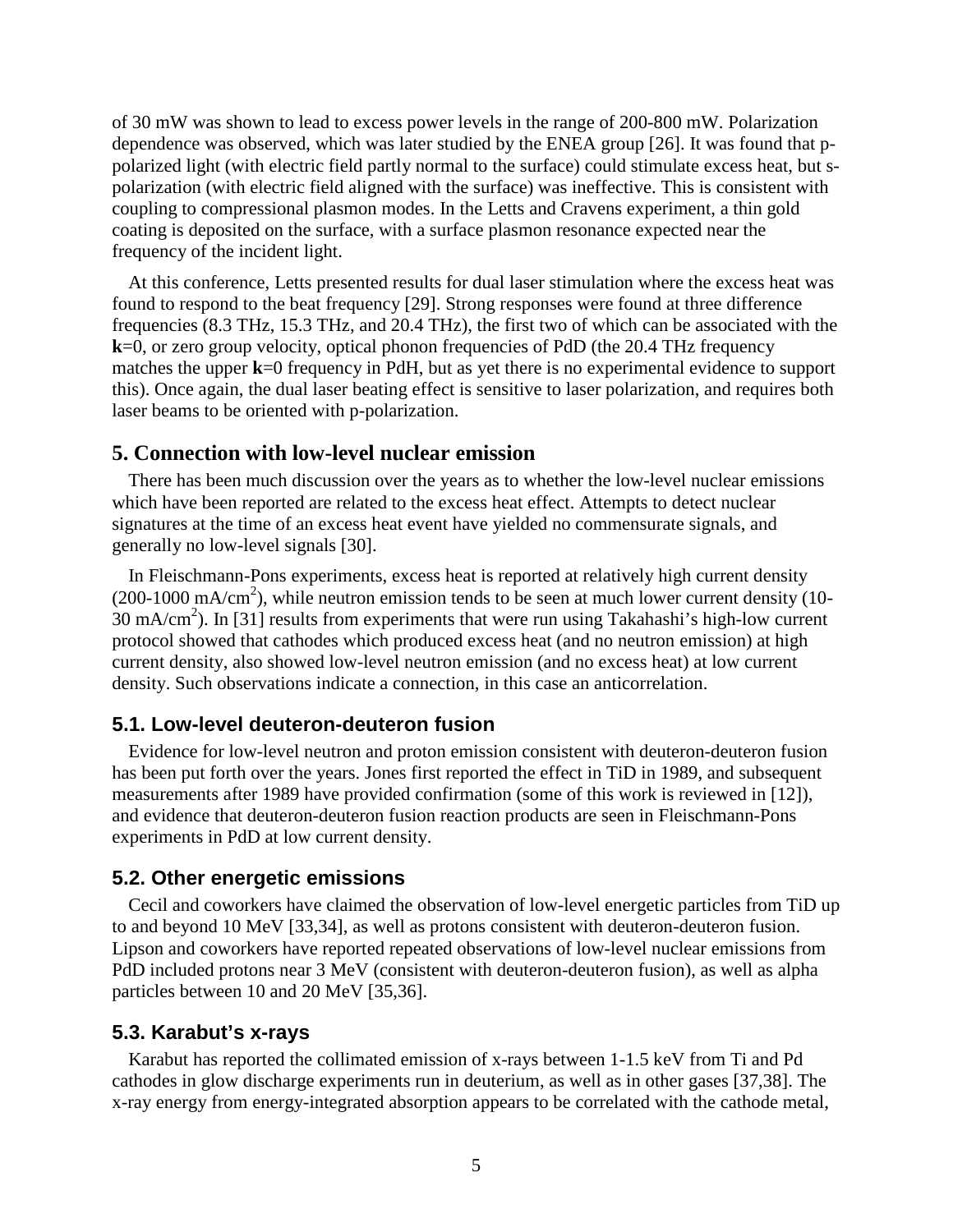of 30 mW was shown to lead to excess power levels in the range of 200-800 mW. Polarization dependence was observed, which was later studied by the ENEA group [26]. It was found that p-polarized light (with electric field partly normal to the surface) could stimulate excess heat, but s-polarization (with electric field aligned with the surface) was ineffective. This is consistent with coupling to compressional plasmon modes. In the Letts and Cravens experiment, a thin gold coating is deposited on the surface, with a surface plasmon resonance expected near the frequency of the incident light.

At this conference, Letts presented results for dual laser stimulation where the excess heat was found to respond to the beat frequency [29]. Strong responses were found at three difference frequencies (8.3 THz, 15.3 THz, and 20.4 THz), the first two of which can be associated with the **k**=0, or zero group velocity, optical phonon frequencies of PdD (the 20.4 THz frequency matches the upper **k**=0 frequency in PdH, but as yet there is no experimental evidence to support this). Once again, the dual laser beating effect is sensitive to laser polarization, and requires both laser beams to be oriented with p-polarization.

## 5. Connection with low-level nuclear emission

There has been much discussion over the years as to whether the low-level nuclear emissions which have been reported are related to the excess heat effect. Attempts to detect nuclear signatures at the time of an excess heat event have yielded no commensurate signals, and generally no low-level signals [30].

In Fleischmann-Pons experiments, excess heat is reported at relatively high current density (200-1000 $mA/cm^2$), while neutron emission tends to be seen at much lower current density (10-30 $mA/cm^2$). In [31] results from experiments that were run using Takahashi's high-low current protocol showed that cathodes which produced excess heat (and no neutron emission) at high current density, also showed low-level neutron emission (and no excess heat) at low current density. Such observations indicate a connection, in this case an anticorrelation.

### 5.1. Low-level deuteron-deuteron fusion

Evidence for low-level neutron and proton emission consistent with deuteron-deuteron fusion has been put forth over the years. Jones first reported the effect in TiD in 1989, and subsequent measurements after 1989 have provided confirmation (some of this work is reviewed in [12]), and evidence that deuteron-deuteron fusion reaction products are seen in Fleischmann-Pons experiments in PdD at low current density.

### 5.2. Other energetic emissions

Cecil and coworkers have claimed the observation of low-level energetic particles from TiD up to and beyond 10 MeV [33,34], as well as protons consistent with deuteron-deuteron fusion. Lipson and coworkers have reported repeated observations of low-level nuclear emissions from PdD included protons near 3 MeV (consistent with deuteron-deuteron fusion), as well as alpha particles between 10 and 20 MeV [35,36].

### 5.3. Karabut's x-rays

Karabut has reported the collimated emission of x-rays between 1-1.5 keV from Ti and Pd cathodes in glow discharge experiments run in deuterium, as well as in other gases [37,38]. The x-ray energy from energy-integrated absorption appears to be correlated with the cathode metal,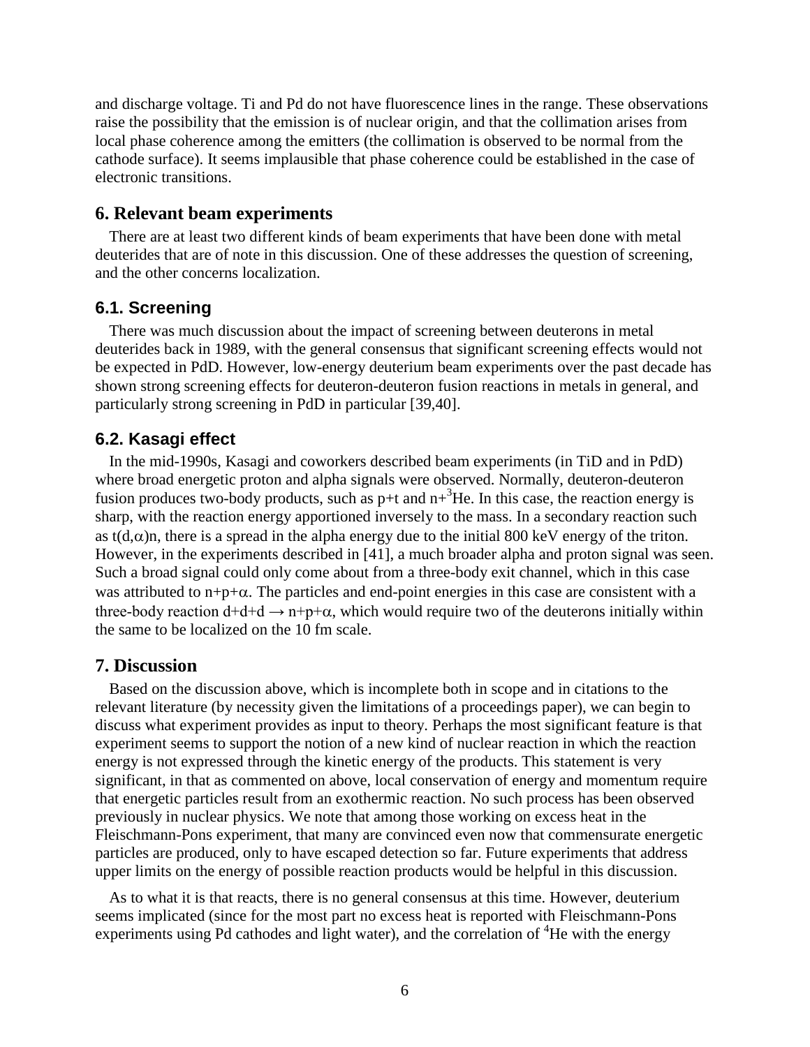and discharge voltage. Ti and Pd do not have fluorescence lines in the range. These observations raise the possibility that the emission is of nuclear origin, and that the collimation arises from local phase coherence among the emitters (the collimation is observed to be normal from the cathode surface). It seems implausible that phase coherence could be established in the case of electronic transitions.

## 6. Relevant beam experiments

There are at least two different kinds of beam experiments that have been done with metal deuterides that are of note in this discussion. One of these addresses the question of screening, and the other concerns localization.

### 6.1. Screening

There was much discussion about the impact of screening between deuterons in metal deuterides back in 1989, with the general consensus that significant screening effects would not be expected in PdD. However, low-energy deuterium beam experiments over the past decade has shown strong screening effects for deuteron-deuteron fusion reactions in metals in general, and particularly strong screening in PdD in particular [39,40].

### 6.2. Kasagi effect

In the mid-1990s, Kasagi and coworkers described beam experiments (in TiD and in PdD) where broad energetic proton and alpha signals were observed. Normally, deuteron-deuteron fusion produces two-body products, such as p+t and n+$^{3}$He. In this case, the reaction energy is sharp, with the reaction energy apportioned inversely to the mass. In a secondary reaction such as t(d,$\alpha$)n, there is a spread in the alpha energy due to the initial 800 keV energy of the triton. However, in the experiments described in [41], a much broader alpha and proton signal was seen. Such a broad signal could only come about from a three-body exit channel, which in this case was attributed to n+p+$\alpha$. The particles and end-point energies in this case are consistent with a three-body reaction d+d+d $\rightarrow$ n+p+$\alpha$, which would require two of the deuterons initially within the same to be localized on the 10 fm scale.

## 7. Discussion

Based on the discussion above, which is incomplete both in scope and in citations to the relevant literature (by necessity given the limitations of a proceedings paper), we can begin to discuss what experiment provides as input to theory. Perhaps the most significant feature is that experiment seems to support the notion of a new kind of nuclear reaction in which the reaction energy is not expressed through the kinetic energy of the products. This statement is very significant, in that as commented on above, local conservation of energy and momentum require that energetic particles result from an exothermic reaction. No such process has been observed previously in nuclear physics. We note that among those working on excess heat in the Fleischmann-Pons experiment, that many are convinced even now that commensurate energetic particles are produced, only to have escaped detection so far. Future experiments that address upper limits on the energy of possible reaction products would be helpful in this discussion.

As to what it is that reacts, there is no general consensus at this time. However, deuterium seems implicated (since for the most part no excess heat is reported with Fleischmann-Pons experiments using Pd cathodes and light water), and the correlation of $^{4}$He with the energy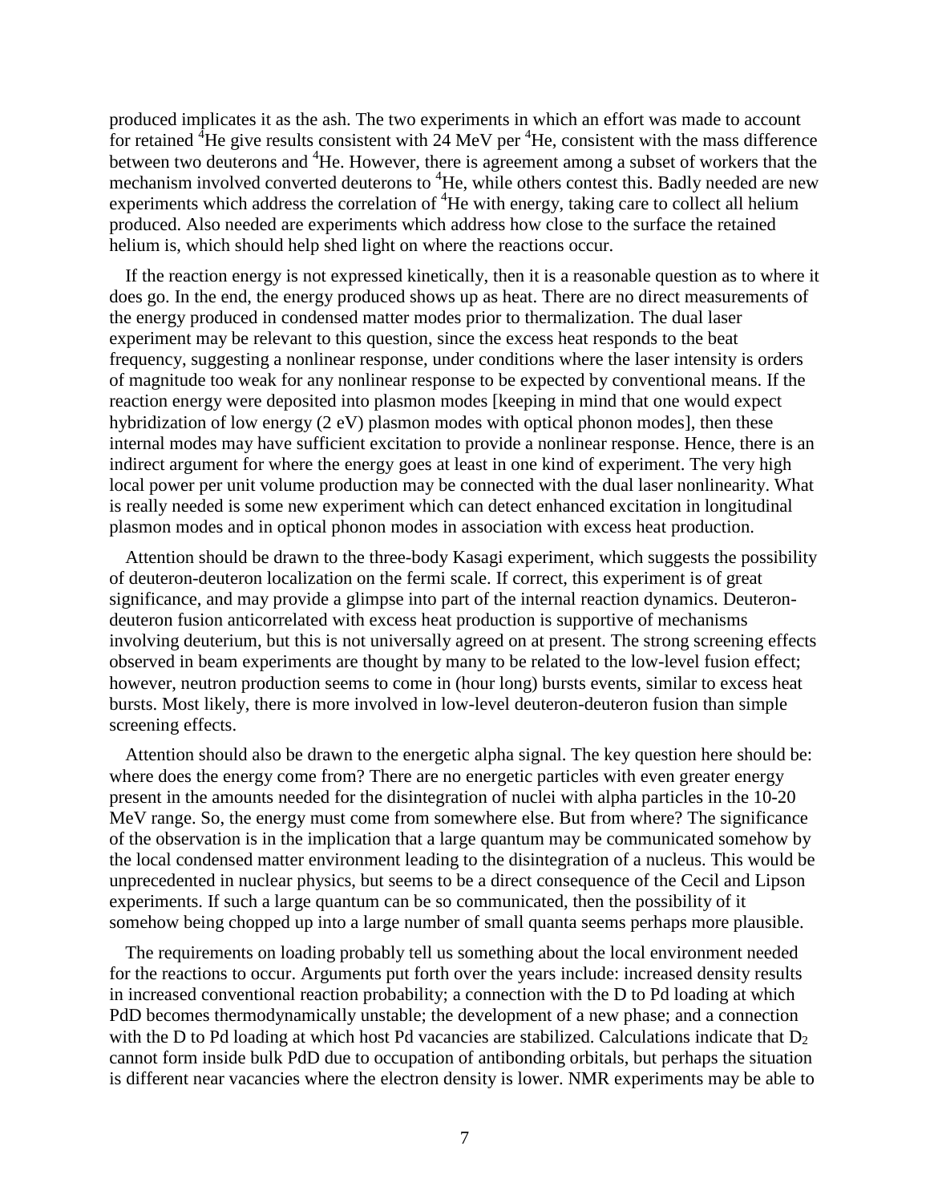produced implicates it as the ash. The two experiments in which an effort was made to account for retained $^4$He give results consistent with 24 MeV per $^4$He, consistent with the mass difference between two deuterons and $^4$He. However, there is agreement among a subset of workers that the mechanism involved converted deuterons to $^4$He, while others contest this. Badly needed are new experiments which address the correlation of $^4$He with energy, taking care to collect all helium produced. Also needed are experiments which address how close to the surface the retained helium is, which should help shed light on where the reactions occur.

If the reaction energy is not expressed kinetically, then it is a reasonable question as to where it does go. In the end, the energy produced shows up as heat. There are no direct measurements of the energy produced in condensed matter modes prior to thermalization. The dual laser experiment may be relevant to this question, since the excess heat responds to the beat frequency, suggesting a nonlinear response, under conditions where the laser intensity is orders of magnitude too weak for any nonlinear response to be expected by conventional means. If the reaction energy were deposited into plasmon modes [keeping in mind that one would expect hybridization of low energy (2 eV) plasmon modes with optical phonon modes], then these internal modes may have sufficient excitation to provide a nonlinear response. Hence, there is an indirect argument for where the energy goes at least in one kind of experiment. The very high local power per unit volume production may be connected with the dual laser nonlinearity. What is really needed is some new experiment which can detect enhanced excitation in longitudinal plasmon modes and in optical phonon modes in association with excess heat production.

Attention should be drawn to the three-body Kasagi experiment, which suggests the possibility of deuteron-deuteron localization on the fermi scale. If correct, this experiment is of great significance, and may provide a glimpse into part of the internal reaction dynamics. Deuteron-deuteron fusion anticorrelated with excess heat production is supportive of mechanisms involving deuterium, but this is not universally agreed on at present. The strong screening effects observed in beam experiments are thought by many to be related to the low-level fusion effect; however, neutron production seems to come in (hour long) bursts events, similar to excess heat bursts. Most likely, there is more involved in low-level deuteron-deuteron fusion than simple screening effects.

Attention should also be drawn to the energetic alpha signal. The key question here should be: where does the energy come from? There are no energetic particles with even greater energy present in the amounts needed for the disintegration of nuclei with alpha particles in the 10-20 MeV range. So, the energy must come from somewhere else. But from where? The significance of the observation is in the implication that a large quantum may be communicated somehow by the local condensed matter environment leading to the disintegration of a nucleus. This would be unprecedented in nuclear physics, but seems to be a direct consequence of the Cecil and Lipson experiments. If such a large quantum can be so communicated, then the possibility of it somehow being chopped up into a large number of small quanta seems perhaps more plausible.

The requirements on loading probably tell us something about the local environment needed for the reactions to occur. Arguments put forth over the years include: increased density results in increased conventional reaction probability; a connection with the D to Pd loading at which PdD becomes thermodynamically unstable; the development of a new phase; and a connection with the D to Pd loading at which host Pd vacancies are stabilized. Calculations indicate that $D_2$ cannot form inside bulk PdD due to occupation of antibonding orbitals, but perhaps the situation is different near vacancies where the electron density is lower. NMR experiments may be able to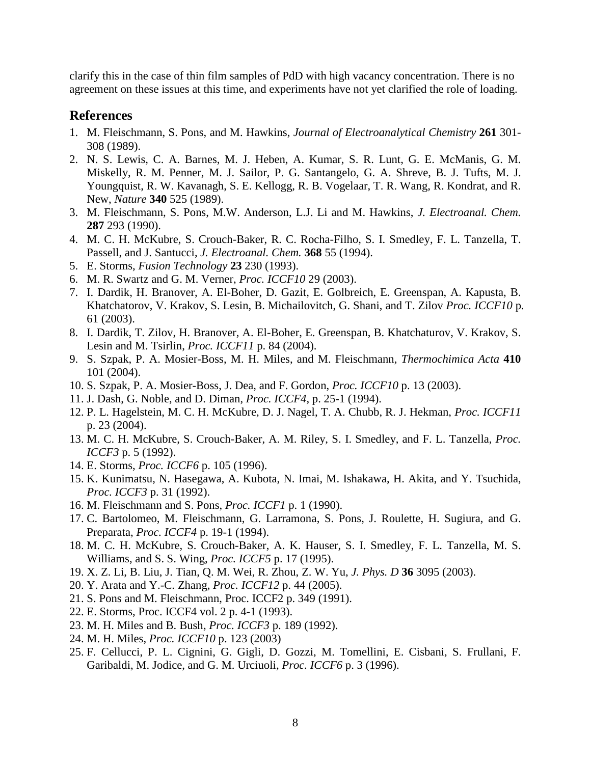clarify this in the case of thin film samples of PdD with high vacancy concentration. There is no agreement on these issues at this time, and experiments have not yet clarified the role of loading.

## References

1. M. Fleischmann, S. Pons, and M. Hawkins, *Journal of Electroanalytical Chemistry* **261** 301-308 (1989).
2. N. S. Lewis, C. A. Barnes, M. J. Heben, A. Kumar, S. R. Lunt, G. E. McManis, G. M. Miskelly, R. M. Penner, M. J. Sailor, P. G. Santangelo, G. A. Shreve, B. J. Tufts, M. J. Youngquist, R. W. Kavanagh, S. E. Kellogg, R. B. Vogelaar, T. R. Wang, R. Kondrat, and R. New, *Nature* **340** 525 (1989).
3. M. Fleischmann, S. Pons, M.W. Anderson, L.J. Li and M. Hawkins, *J. Electroanal. Chem.* **287** 293 (1990).
4. M. C. H. McKubre, S. Crouch-Baker, R. C. Rocha-Filho, S. I. Smedley, F. L. Tanzella, T. Passell, and J. Santucci, *J. Electroanal. Chem.* **368** 55 (1994).
5. E. Storms, *Fusion Technology* **23** 230 (1993).
6. M. R. Swartz and G. M. Verner, *Proc. ICCF10* 29 (2003).
7. I. Dardik, H. Branover, A. El-Boher, D. Gazit, E. Golbreich, E. Greenspan, A. Kapusta, B. Khatchatorov, V. Krakov, S. Lesin, B. Michailovitch, G. Shani, and T. Zilov *Proc. ICCF10* p. 61 (2003).
8. I. Dardik, T. Zilov, H. Branover, A. El-Boher, E. Greenspan, B. Khatchaturov, V. Krakov, S. Lesin and M. Tsirlin, *Proc. ICCF11* p. 84 (2004).
9. S. Szpak, P. A. Mosier-Boss, M. H. Miles, and M. Fleischmann, *Thermochimica Acta* **410** 101 (2004).
10. S. Szpak, P. A. Mosier-Boss, J. Dea, and F. Gordon, *Proc. ICCF10* p. 13 (2003).
11. J. Dash, G. Noble, and D. Diman, *Proc. ICCF4*, p. 25-1 (1994).
12. P. L. Hagelstein, M. C. H. McKubre, D. J. Nagel, T. A. Chubb, R. J. Hekman, *Proc. ICCF11* p. 23 (2004).
13. M. C. H. McKubre, S. Crouch-Baker, A. M. Riley, S. I. Smedley, and F. L. Tanzella, *Proc. ICCF3* p. 5 (1992).
14. E. Storms, *Proc. ICCF6* p. 105 (1996).
15. K. Kunimatsu, N. Hasegawa, A. Kubota, N. Imai, M. Ishakawa, H. Akita, and Y. Tsuchida, *Proc. ICCF3* p. 31 (1992).
16. M. Fleischmann and S. Pons, *Proc. ICCF1* p. 1 (1990).
17. C. Bartolomeo, M. Fleischmann, G. Larramona, S. Pons, J. Roulette, H. Sugiura, and G. Preparata, *Proc. ICCF4* p. 19-1 (1994).
18. M. C. H. McKubre, S. Crouch-Baker, A. K. Hauser, S. I. Smedley, F. L. Tanzella, M. S. Williams, and S. S. Wing, *Proc. ICCF5* p. 17 (1995).
19. X. Z. Li, B. Liu, J. Tian, Q. M. Wei, R. Zhou, Z. W. Yu, *J. Phys. D* **36** 3095 (2003).
20. Y. Arata and Y.-C. Zhang, *Proc. ICCF12* p. 44 (2005).
21. S. Pons and M. Fleischmann, Proc. ICCF2 p. 349 (1991).
22. E. Storms, Proc. ICCF4 vol. 2 p. 4-1 (1993).
23. M. H. Miles and B. Bush, *Proc. ICCF3* p. 189 (1992).
24. M. H. Miles, *Proc. ICCF10* p. 123 (2003)
25. F. Cellucci, P. L. Cignini, G. Gigli, D. Gozzi, M. Tomellini, E. Cisbani, S. Frullani, F. Garibaldi, M. Jodice, and G. M. Urciuoli, *Proc. ICCF6* p. 3 (1996).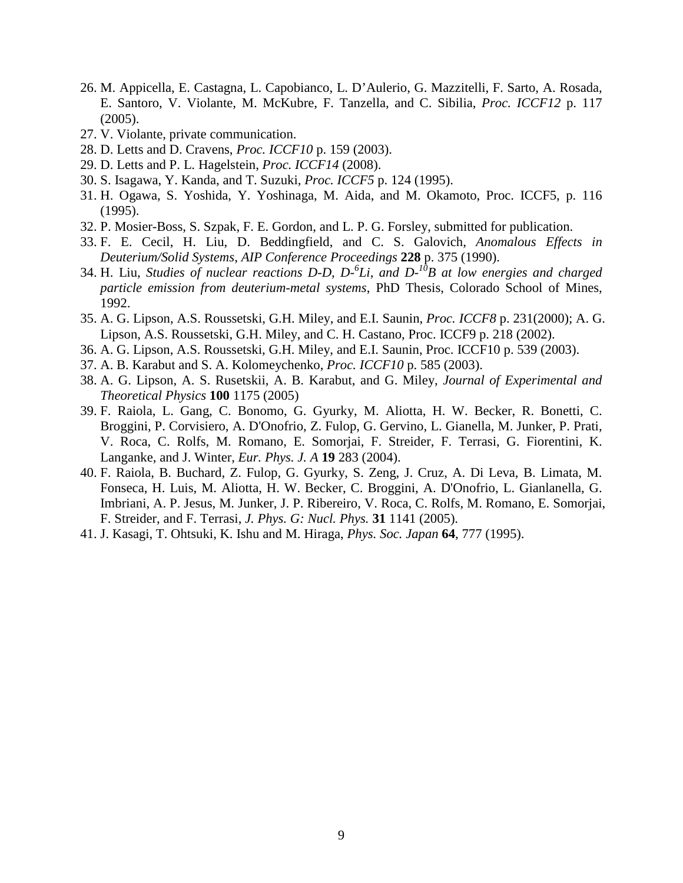26. M. Appicella, E. Castagna, L. Capobianco, L. D'Aulerio, G. Mazzitelli, F. Sarto, A. Rosada, E. Santoro, V. Violante, M. McKubre, F. Tanzella, and C. Sibilia, *Proc. ICCF12* p. 117 (2005).
27. V. Violante, private communication.
28. D. Letts and D. Cravens, *Proc. ICCF10* p. 159 (2003).
29. D. Letts and P. L. Hagelstein, *Proc. ICCF14* (2008).
30. S. Isagawa, Y. Kanda, and T. Suzuki, *Proc. ICCF5* p. 124 (1995).
31. H. Ogawa, S. Yoshida, Y. Yoshinaga, M. Aida, and M. Okamoto, Proc. ICCF5, p. 116 (1995).
32. P. Mosier-Boss, S. Szpak, F. E. Gordon, and L. P. G. Forsley, submitted for publication.
33. F. E. Cecil, H. Liu, D. Beddingfield, and C. S. Galovich, *Anomalous Effects in Deuterium/Solid Systems*, *AIP Conference Proceedings* **228** p. 375 (1990).
34. H. Liu, *Studies of nuclear reactions D-D, D-$^{6}$Li, and D-$^{10}$B at low energies and charged particle emission from deuterium-metal systems*, PhD Thesis, Colorado School of Mines, 1992.
35. A. G. Lipson, A.S. Roussetski, G.H. Miley, and E.I. Saunin, *Proc. ICCF8* p. 231(2000); A. G. Lipson, A.S. Roussetski, G.H. Miley, and C. H. Castano, Proc. ICCF9 p. 218 (2002).
36. A. G. Lipson, A.S. Roussetski, G.H. Miley, and E.I. Saunin, Proc. ICCF10 p. 539 (2003).
37. A. B. Karabut and S. A. Kolomeychenko, *Proc. ICCF10* p. 585 (2003).
38. A. G. Lipson, A. S. Rusetskii, A. B. Karabut, and G. Miley, *Journal of Experimental and Theoretical Physics* **100** 1175 (2005)
39. F. Raiola, L. Gang, C. Bonomo, G. Gyurky, M. Aliotta, H. W. Becker, R. Bonetti, C. Broggini, P. Corvisiero, A. D'Onofrio, Z. Fulop, G. Gervino, L. Gianella, M. Junker, P. Prati, V. Roca, C. Rolfs, M. Romano, E. Somorjai, F. Streider, F. Terrasi, G. Fiorentini, K. Langanke, and J. Winter, *Eur. Phys. J. A* **19** 283 (2004).
40. F. Raiola, B. Buchard, Z. Fulop, G. Gyurky, S. Zeng, J. Cruz, A. Di Leva, B. Limata, M. Fonseca, H. Luis, M. Aliotta, H. W. Becker, C. Broggini, A. D'Onofrio, L. Gianlanella, G. Imbriani, A. P. Jesus, M. Junker, J. P. Ribereiro, V. Roca, C. Rolfs, M. Romano, E. Somorjai, F. Streider, and F. Terrasi, *J. Phys. G: Nucl. Phys.* **31** 1141 (2005).
41. J. Kasagi, T. Ohtsuki, K. Ishu and M. Hiraga, *Phys. Soc. Japan* **64**, 777 (1995).